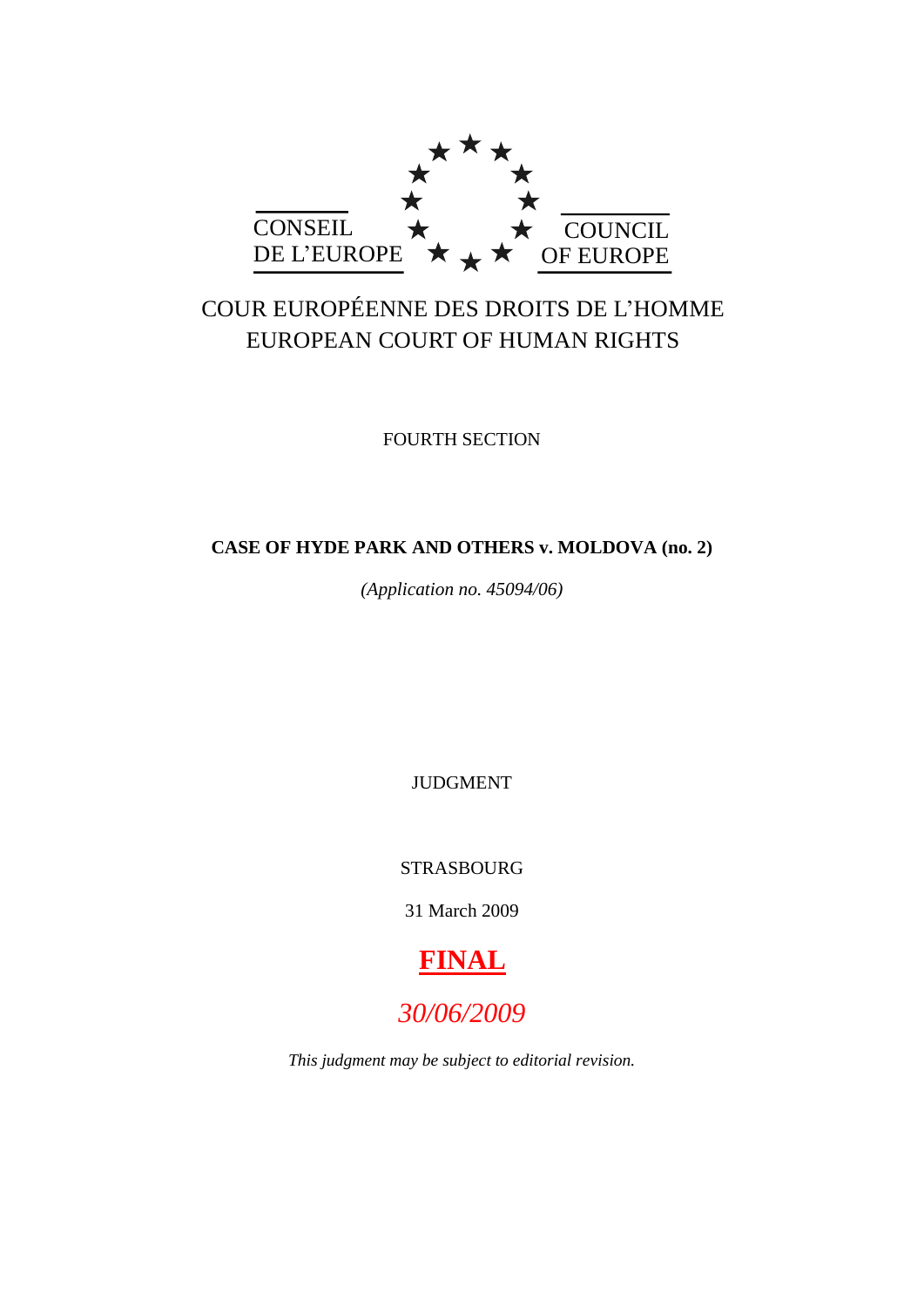CONSEIL DE L'EUROPE

COUNCIL OF EUROPE

COUR EUROPÉENNE DES DROITS DE L'HOMME
EUROPEAN COURT OF HUMAN RIGHTS

FOURTH SECTION

**CASE OF HYDE PARK AND OTHERS v. MOLDOVA (no. 2)**

*(Application no. 45094/06)*

JUDGMENT

STRASBOURG

31 March 2009

**FINAL**

*30/06/2009*

*This judgment may be subject to editorial revision.*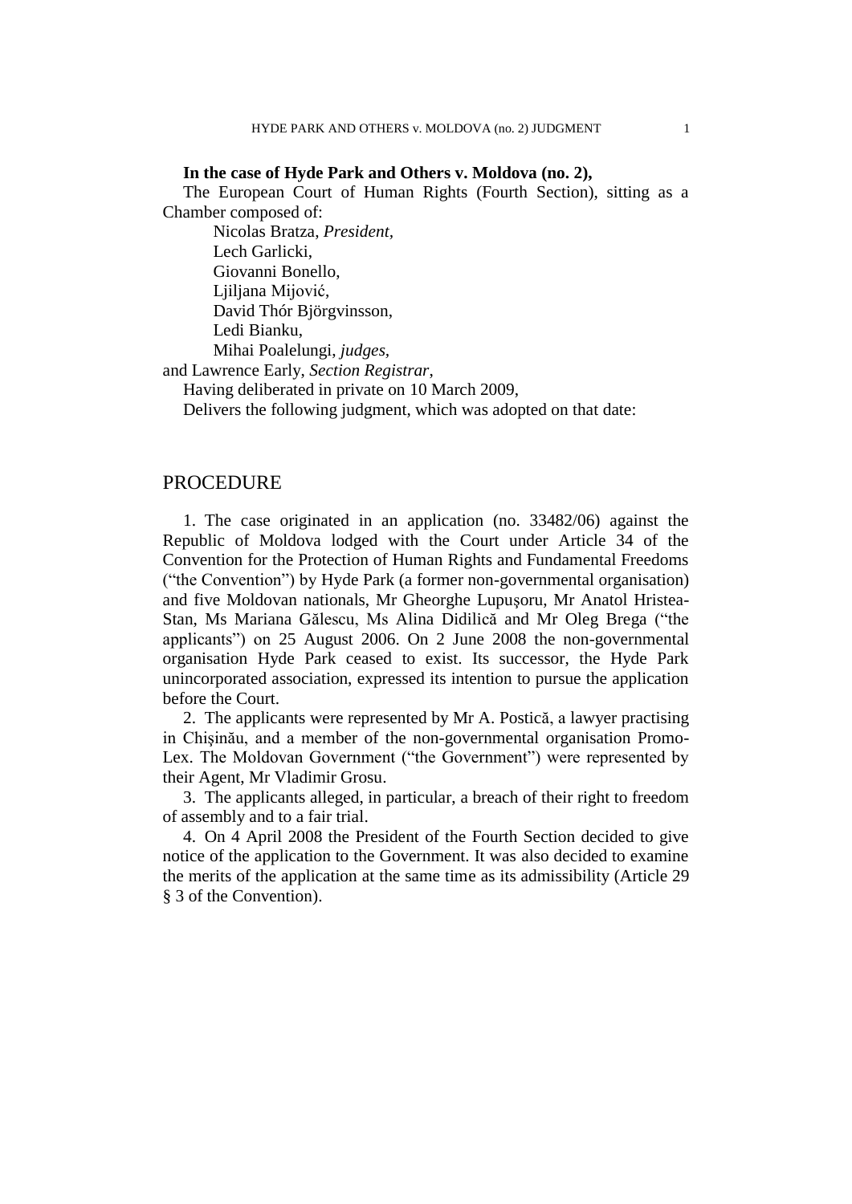**In the case of Hyde Park and Others v. Moldova (no. 2),**

The European Court of Human Rights (Fourth Section), sitting as a Chamber composed of:

Nicolas Bratza, *President,*
Lech Garlicki,
Giovanni Bonello,
Ljiljana Mijović,
David Thór Björgvinsson,
Ledi Bianku,
Mihai Poalelungi, *judges,*

and Lawrence Early, *Section Registrar*,

Having deliberated in private on 10 March 2009,

Delivers the following judgment, which was adopted on that date:

## PROCEDURE

1. The case originated in an application (no. 33482/06) against the Republic of Moldova lodged with the Court under Article 34 of the Convention for the Protection of Human Rights and Fundamental Freedoms ("the Convention") by Hyde Park (a former non-governmental organisation) and five Moldovan nationals, Mr Gheorghe Lupuşoru, Mr Anatol Hristea-Stan, Ms Mariana Gălescu, Ms Alina Didilică and Mr Oleg Brega ("the applicants") on 25 August 2006. On 2 June 2008 the non-governmental organisation Hyde Park ceased to exist. Its successor, the Hyde Park unincorporated association, expressed its intention to pursue the application before the Court.

2. The applicants were represented by Mr A. Postică, a lawyer practising in Chişinău, and a member of the non-governmental organisation Promo-Lex. The Moldovan Government ("the Government") were represented by their Agent, Mr Vladimir Grosu.

3. The applicants alleged, in particular, a breach of their right to freedom of assembly and to a fair trial.

4. On 4 April 2008 the President of the Fourth Section decided to give notice of the application to the Government. It was also decided to examine the merits of the application at the same time as its admissibility (Article 29 § 3 of the Convention).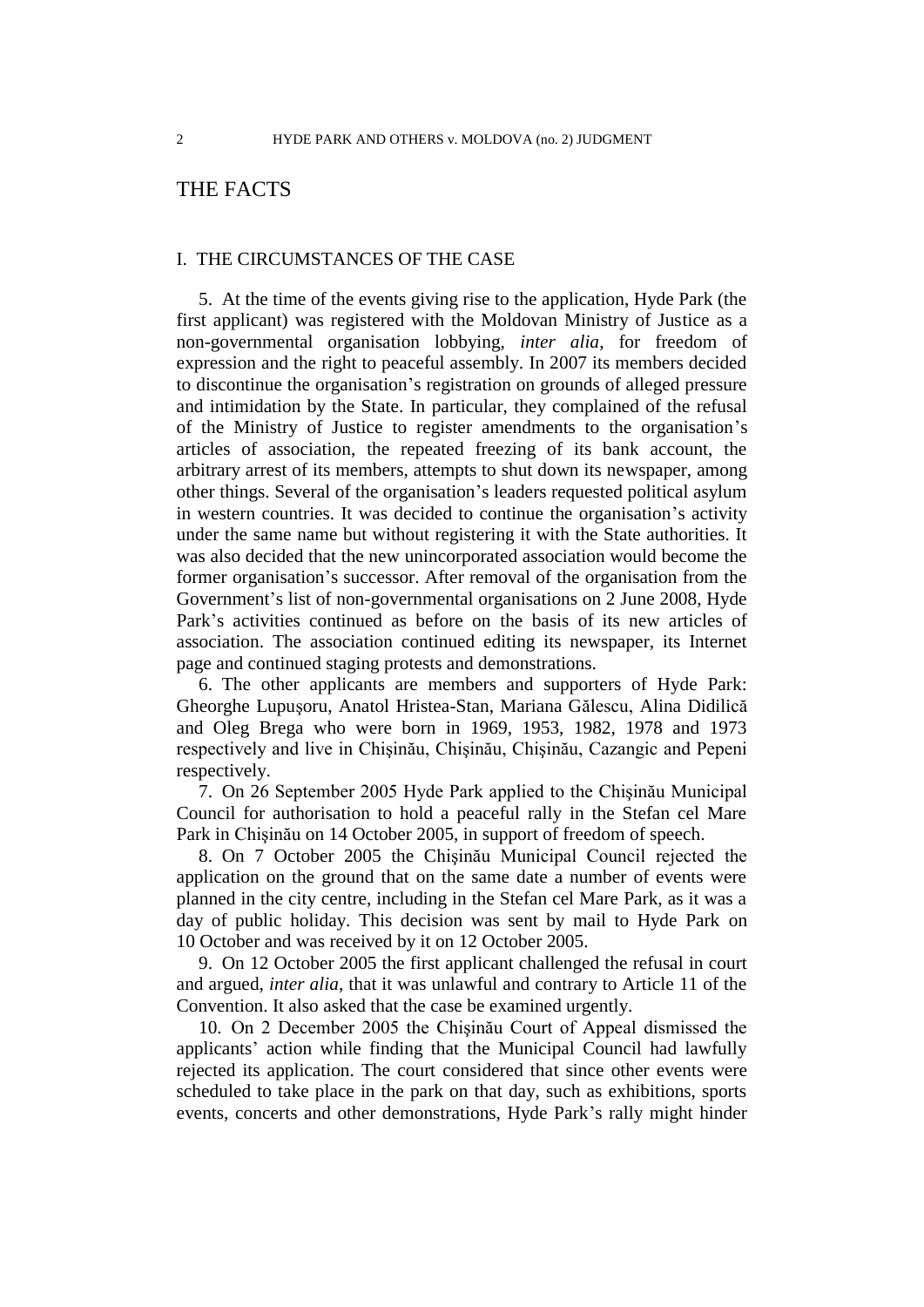# THE FACTS

## I. THE CIRCUMSTANCES OF THE CASE

5. At the time of the events giving rise to the application, Hyde Park (the first applicant) was registered with the Moldovan Ministry of Justice as a non-governmental organisation lobbying, *inter alia*, for freedom of expression and the right to peaceful assembly. In 2007 its members decided to discontinue the organisation's registration on grounds of alleged pressure and intimidation by the State. In particular, they complained of the refusal of the Ministry of Justice to register amendments to the organisation's articles of association, the repeated freezing of its bank account, the arbitrary arrest of its members, attempts to shut down its newspaper, among other things. Several of the organisation's leaders requested political asylum in western countries. It was decided to continue the organisation's activity under the same name but without registering it with the State authorities. It was also decided that the new unincorporated association would become the former organisation's successor. After removal of the organisation from the Government's list of non-governmental organisations on 2 June 2008, Hyde Park's activities continued as before on the basis of its new articles of association. The association continued editing its newspaper, its Internet page and continued staging protests and demonstrations.

6. The other applicants are members and supporters of Hyde Park: Gheorghe Lupuşoru, Anatol Hristea-Stan, Mariana Gălescu, Alina Didilică and Oleg Brega who were born in 1969, 1953, 1982, 1978 and 1973 respectively and live in Chişinău, Chişinău, Chişinău, Cazangic and Pepeni respectively.

7. On 26 September 2005 Hyde Park applied to the Chişinău Municipal Council for authorisation to hold a peaceful rally in the Stefan cel Mare Park in Chişinău on 14 October 2005, in support of freedom of speech.

8. On 7 October 2005 the Chișinău Municipal Council rejected the application on the ground that on the same date a number of events were planned in the city centre, including in the Stefan cel Mare Park, as it was a day of public holiday. This decision was sent by mail to Hyde Park on 10 October and was received by it on 12 October 2005.

9. On 12 October 2005 the first applicant challenged the refusal in court and argued, *inter alia*, that it was unlawful and contrary to Article 11 of the Convention. It also asked that the case be examined urgently.

10. On 2 December 2005 the Chișinău Court of Appeal dismissed the applicants' action while finding that the Municipal Council had lawfully rejected its application. The court considered that since other events were scheduled to take place in the park on that day, such as exhibitions, sports events, concerts and other demonstrations, Hyde Park's rally might hinder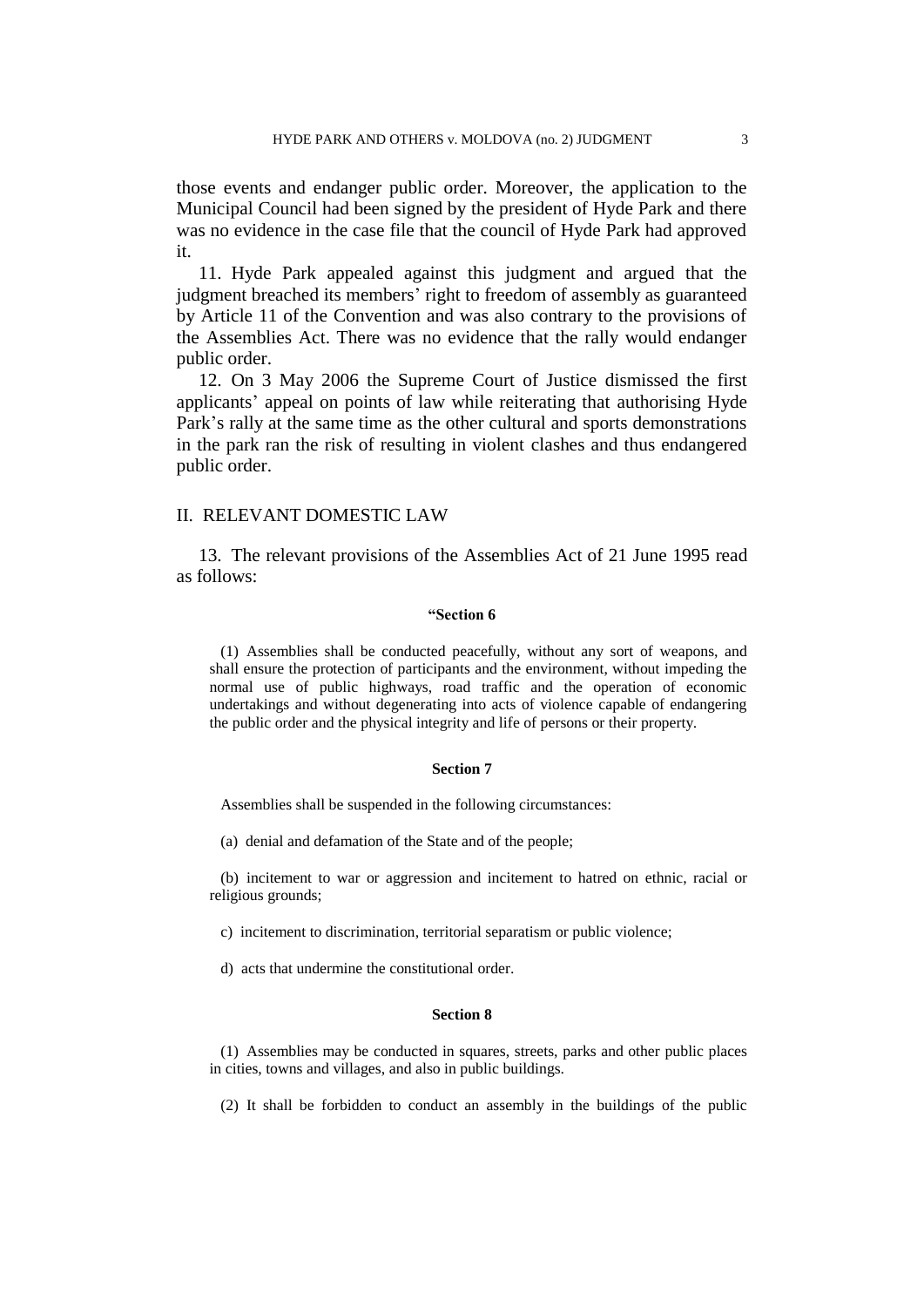those events and endanger public order. Moreover, the application to the Municipal Council had been signed by the president of Hyde Park and there was no evidence in the case file that the council of Hyde Park had approved it.

11. Hyde Park appealed against this judgment and argued that the judgment breached its members' right to freedom of assembly as guaranteed by Article 11 of the Convention and was also contrary to the provisions of the Assemblies Act. There was no evidence that the rally would endanger public order.

12. On 3 May 2006 the Supreme Court of Justice dismissed the first applicants' appeal on points of law while reiterating that authorising Hyde Park's rally at the same time as the other cultural and sports demonstrations in the park ran the risk of resulting in violent clashes and thus endangered public order.

## II. RELEVANT DOMESTIC LAW

13. The relevant provisions of the Assemblies Act of 21 June 1995 read as follows:

> **"Section 6**
>
> (1) Assemblies shall be conducted peacefully, without any sort of weapons, and shall ensure the protection of participants and the environment, without impeding the normal use of public highways, road traffic and the operation of economic undertakings and without degenerating into acts of violence capable of endangering the public order and the physical integrity and life of persons or their property.
>
> **Section 7**
>
> Assemblies shall be suspended in the following circumstances:
>
> (a) denial and defamation of the State and of the people;
>
> (b) incitement to war or aggression and incitement to hatred on ethnic, racial or religious grounds;
>
> c) incitement to discrimination, territorial separatism or public violence;
>
> d) acts that undermine the constitutional order.
>
> **Section 8**
>
> (1) Assemblies may be conducted in squares, streets, parks and other public places in cities, towns and villages, and also in public buildings.
>
> (2) It shall be forbidden to conduct an assembly in the buildings of the public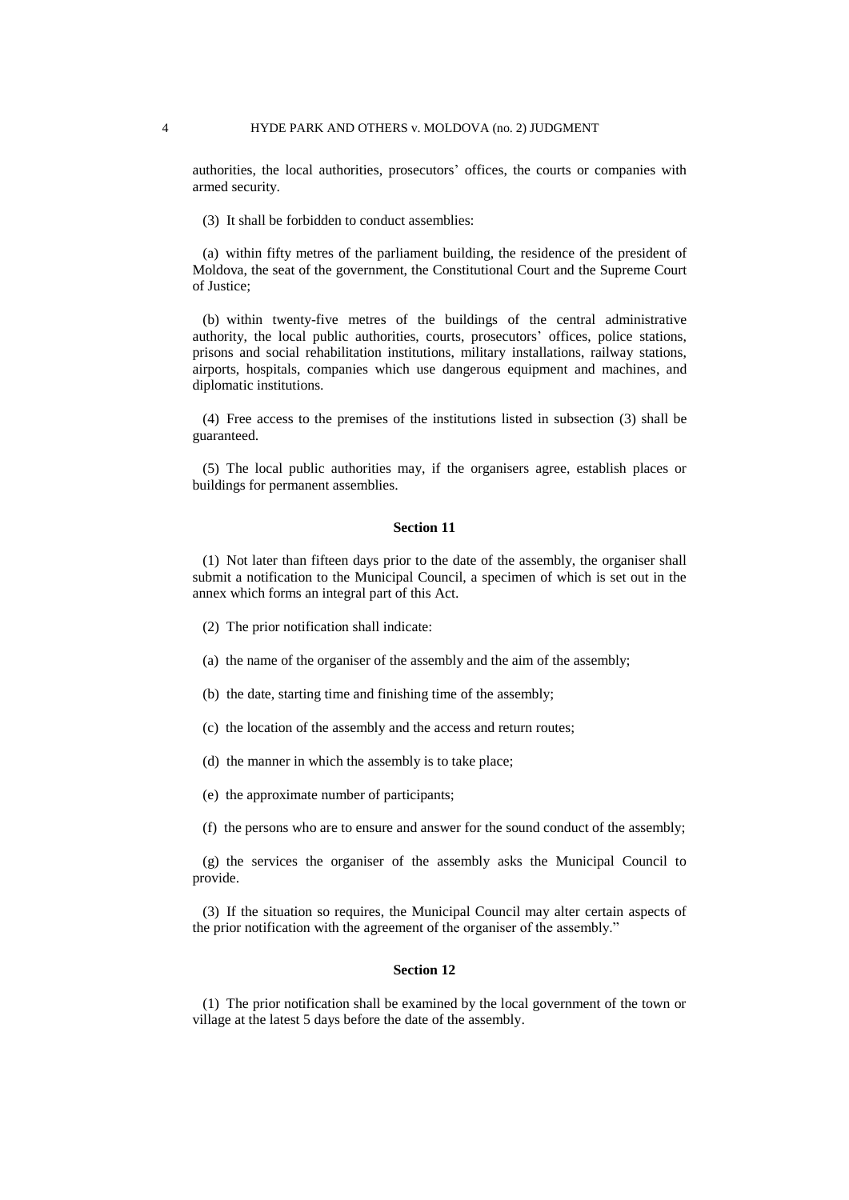authorities, the local authorities, prosecutors' offices, the courts or companies with armed security.

(3) It shall be forbidden to conduct assemblies:

(a) within fifty metres of the parliament building, the residence of the president of Moldova, the seat of the government, the Constitutional Court and the Supreme Court of Justice;

(b) within twenty-five metres of the buildings of the central administrative authority, the local public authorities, courts, prosecutors' offices, police stations, prisons and social rehabilitation institutions, military installations, railway stations, airports, hospitals, companies which use dangerous equipment and machines, and diplomatic institutions.

(4) Free access to the premises of the institutions listed in subsection (3) shall be guaranteed.

(5) The local public authorities may, if the organisers agree, establish places or buildings for permanent assemblies.

**Section 11**

(1) Not later than fifteen days prior to the date of the assembly, the organiser shall submit a notification to the Municipal Council, a specimen of which is set out in the annex which forms an integral part of this Act.

(2) The prior notification shall indicate:

(a) the name of the organiser of the assembly and the aim of the assembly;

(b) the date, starting time and finishing time of the assembly;

(c) the location of the assembly and the access and return routes;

(d) the manner in which the assembly is to take place;

(e) the approximate number of participants;

(f) the persons who are to ensure and answer for the sound conduct of the assembly;

(g) the services the organiser of the assembly asks the Municipal Council to provide.

(3) If the situation so requires, the Municipal Council may alter certain aspects of the prior notification with the agreement of the organiser of the assembly."

**Section 12**

(1) The prior notification shall be examined by the local government of the town or village at the latest 5 days before the date of the assembly.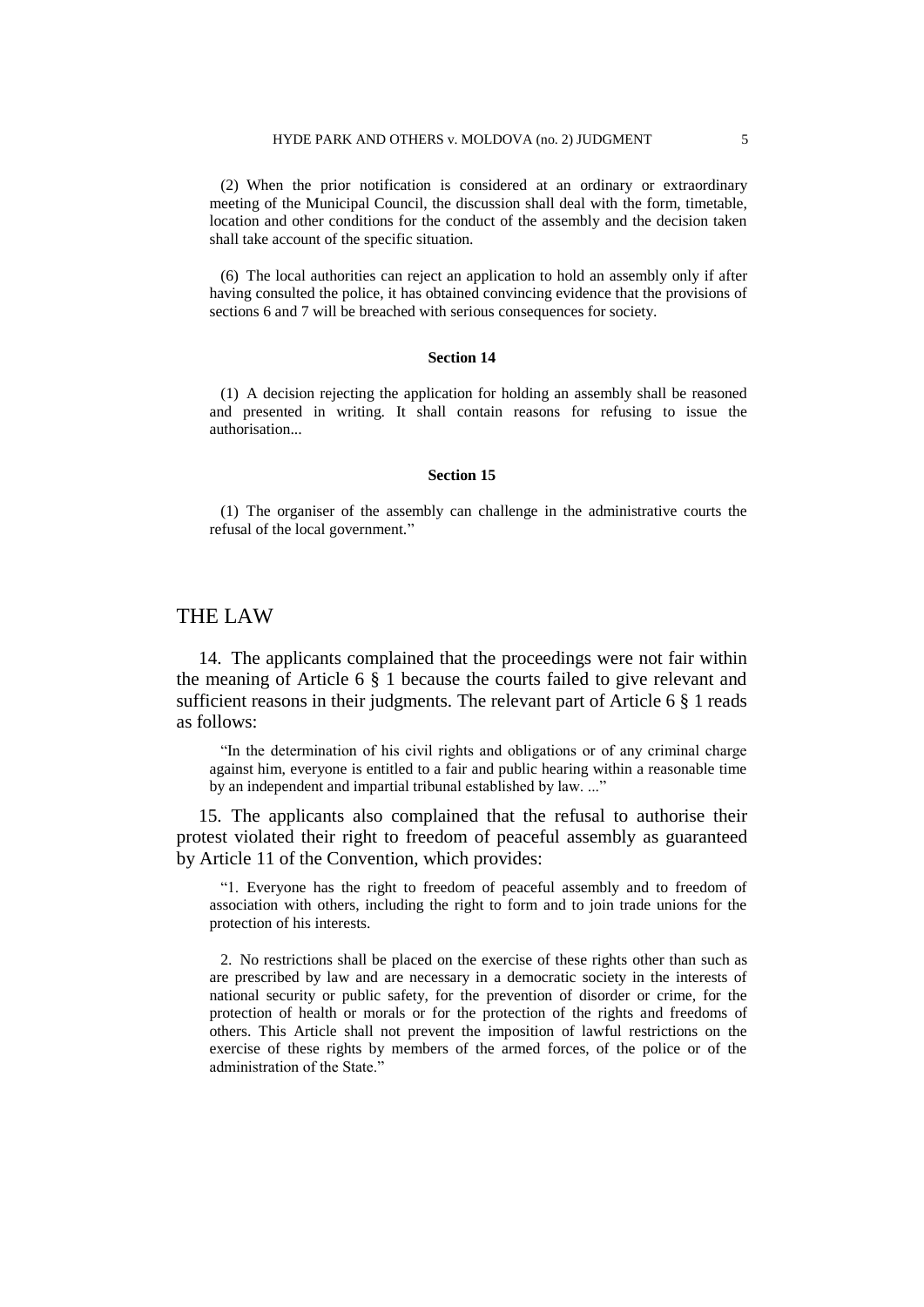(2) When the prior notification is considered at an ordinary or extraordinary meeting of the Municipal Council, the discussion shall deal with the form, timetable, location and other conditions for the conduct of the assembly and the decision taken shall take account of the specific situation.

(6) The local authorities can reject an application to hold an assembly only if after having consulted the police, it has obtained convincing evidence that the provisions of sections 6 and 7 will be breached with serious consequences for society.

**Section 14**

(1) A decision rejecting the application for holding an assembly shall be reasoned and presented in writing. It shall contain reasons for refusing to issue the authorisation...

**Section 15**

(1) The organiser of the assembly can challenge in the administrative courts the refusal of the local government."

# THE LAW

14. The applicants complained that the proceedings were not fair within the meaning of Article 6 § 1 because the courts failed to give relevant and sufficient reasons in their judgments. The relevant part of Article 6 § 1 reads as follows:

> "In the determination of his civil rights and obligations or of any criminal charge against him, everyone is entitled to a fair and public hearing within a reasonable time by an independent and impartial tribunal established by law. ..."

15. The applicants also complained that the refusal to authorise their protest violated their right to freedom of peaceful assembly as guaranteed by Article 11 of the Convention, which provides:

> "1. Everyone has the right to freedom of peaceful assembly and to freedom of association with others, including the right to form and to join trade unions for the protection of his interests.
>
> 2. No restrictions shall be placed on the exercise of these rights other than such as are prescribed by law and are necessary in a democratic society in the interests of national security or public safety, for the prevention of disorder or crime, for the protection of health or morals or for the protection of the rights and freedoms of others. This Article shall not prevent the imposition of lawful restrictions on the exercise of these rights by members of the armed forces, of the police or of the administration of the State."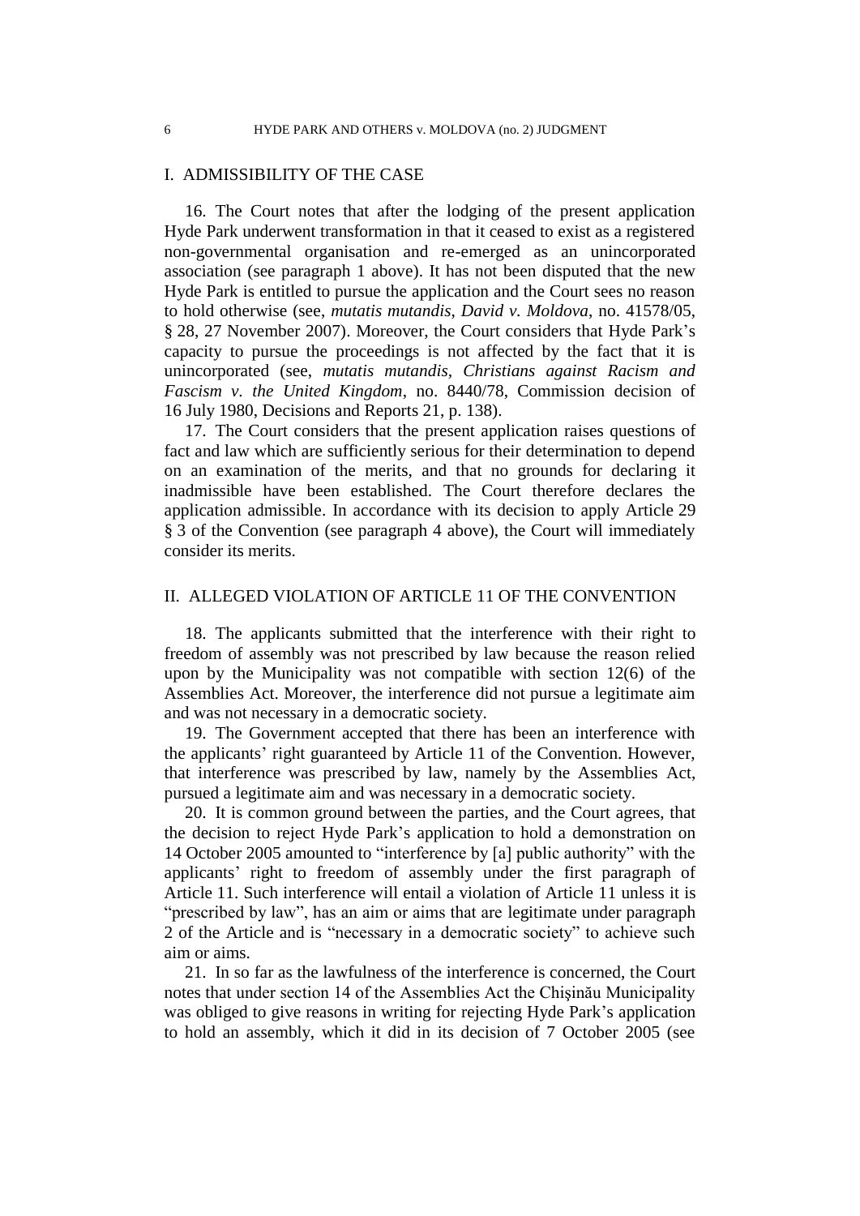## I. ADMISSIBILITY OF THE CASE

16. The Court notes that after the lodging of the present application Hyde Park underwent transformation in that it ceased to exist as a registered non-governmental organisation and re-emerged as an unincorporated association (see paragraph 1 above). It has not been disputed that the new Hyde Park is entitled to pursue the application and the Court sees no reason to hold otherwise (see, *mutatis mutandis*, *David v. Moldova*, no. 41578/05, § 28, 27 November 2007). Moreover, the Court considers that Hyde Park's capacity to pursue the proceedings is not affected by the fact that it is unincorporated (see, *mutatis mutandis*, *Christians against Racism and Fascism v. the United Kingdom*, no. 8440/78, Commission decision of 16 July 1980, Decisions and Reports 21, p. 138).

17. The Court considers that the present application raises questions of fact and law which are sufficiently serious for their determination to depend on an examination of the merits, and that no grounds for declaring it inadmissible have been established. The Court therefore declares the application admissible. In accordance with its decision to apply Article 29 § 3 of the Convention (see paragraph 4 above), the Court will immediately consider its merits.

## II. ALLEGED VIOLATION OF ARTICLE 11 OF THE CONVENTION

18. The applicants submitted that the interference with their right to freedom of assembly was not prescribed by law because the reason relied upon by the Municipality was not compatible with section 12(6) of the Assemblies Act. Moreover, the interference did not pursue a legitimate aim and was not necessary in a democratic society.

19. The Government accepted that there has been an interference with the applicants' right guaranteed by Article 11 of the Convention. However, that interference was prescribed by law, namely by the Assemblies Act, pursued a legitimate aim and was necessary in a democratic society.

20. It is common ground between the parties, and the Court agrees, that the decision to reject Hyde Park's application to hold a demonstration on 14 October 2005 amounted to "interference by [a] public authority" with the applicants' right to freedom of assembly under the first paragraph of Article 11. Such interference will entail a violation of Article 11 unless it is "prescribed by law", has an aim or aims that are legitimate under paragraph 2 of the Article and is "necessary in a democratic society" to achieve such aim or aims.

21. In so far as the lawfulness of the interference is concerned, the Court notes that under section 14 of the Assemblies Act the Chişinău Municipality was obliged to give reasons in writing for rejecting Hyde Park's application to hold an assembly, which it did in its decision of 7 October 2005 (see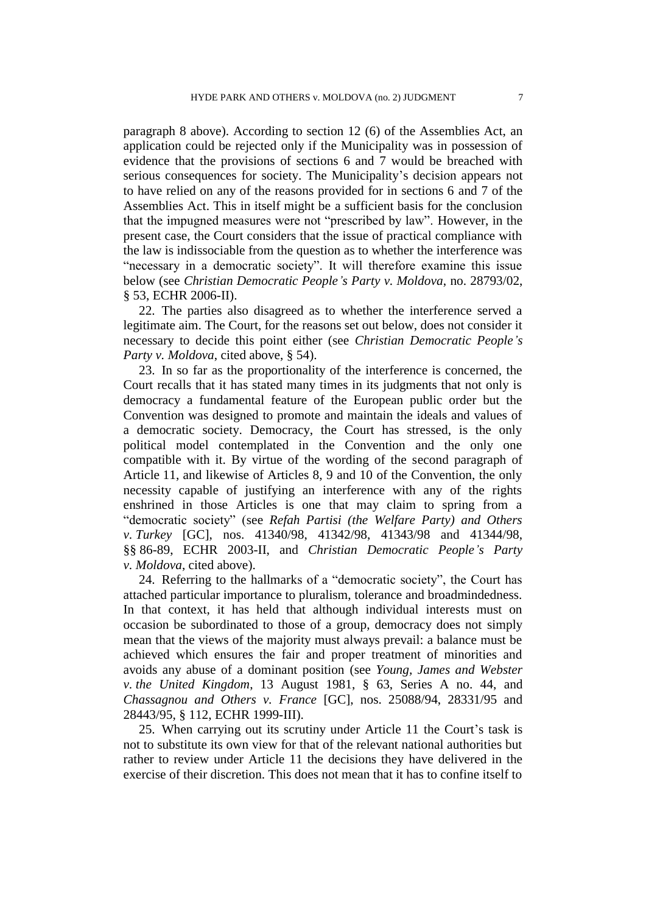paragraph 8 above). According to section 12 (6) of the Assemblies Act, an application could be rejected only if the Municipality was in possession of evidence that the provisions of sections 6 and 7 would be breached with serious consequences for society. The Municipality's decision appears not to have relied on any of the reasons provided for in sections 6 and 7 of the Assemblies Act. This in itself might be a sufficient basis for the conclusion that the impugned measures were not "prescribed by law". However, in the present case, the Court considers that the issue of practical compliance with the law is indissociable from the question as to whether the interference was "necessary in a democratic society". It will therefore examine this issue below (see *Christian Democratic People's Party v. Moldova*, no. 28793/02, § 53, ECHR 2006-II).

22. The parties also disagreed as to whether the interference served a legitimate aim. The Court, for the reasons set out below, does not consider it necessary to decide this point either (see *Christian Democratic People's Party v. Moldova*, cited above, § 54).

23. In so far as the proportionality of the interference is concerned, the Court recalls that it has stated many times in its judgments that not only is democracy a fundamental feature of the European public order but the Convention was designed to promote and maintain the ideals and values of a democratic society. Democracy, the Court has stressed, is the only political model contemplated in the Convention and the only one compatible with it. By virtue of the wording of the second paragraph of Article 11, and likewise of Articles 8, 9 and 10 of the Convention, the only necessity capable of justifying an interference with any of the rights enshrined in those Articles is one that may claim to spring from a "democratic society" (see *Refah Partisi (the Welfare Party) and Others v. Turkey* [GC], nos. 41340/98, 41342/98, 41343/98 and 41344/98, §§ 86-89, ECHR 2003-II, and *Christian Democratic People's Party v. Moldova*, cited above).

24. Referring to the hallmarks of a "democratic society", the Court has attached particular importance to pluralism, tolerance and broadmindedness. In that context, it has held that although individual interests must on occasion be subordinated to those of a group, democracy does not simply mean that the views of the majority must always prevail: a balance must be achieved which ensures the fair and proper treatment of minorities and avoids any abuse of a dominant position (see *Young, James and Webster v. the United Kingdom*, 13 August 1981, § 63, Series A no. 44, and *Chassagnou and Others v. France* [GC], nos. 25088/94, 28331/95 and 28443/95, § 112, ECHR 1999-III).

25. When carrying out its scrutiny under Article 11 the Court's task is not to substitute its own view for that of the relevant national authorities but rather to review under Article 11 the decisions they have delivered in the exercise of their discretion. This does not mean that it has to confine itself to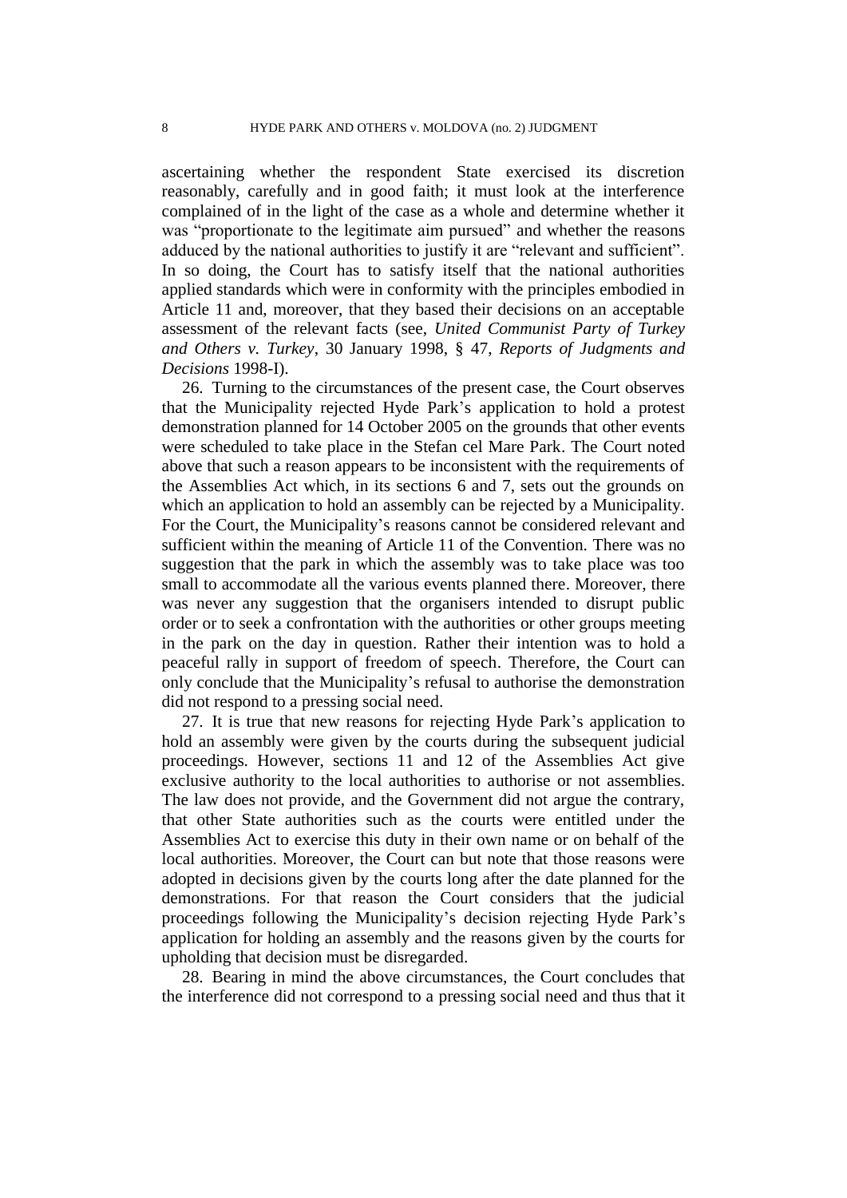ascertaining whether the respondent State exercised its discretion reasonably, carefully and in good faith; it must look at the interference complained of in the light of the case as a whole and determine whether it was "proportionate to the legitimate aim pursued" and whether the reasons adduced by the national authorities to justify it are "relevant and sufficient". In so doing, the Court has to satisfy itself that the national authorities applied standards which were in conformity with the principles embodied in Article 11 and, moreover, that they based their decisions on an acceptable assessment of the relevant facts (see, *United Communist Party of Turkey and Others v. Turkey*, 30 January 1998, § 47, *Reports of Judgments and Decisions* 1998-I).

26. Turning to the circumstances of the present case, the Court observes that the Municipality rejected Hyde Park's application to hold a protest demonstration planned for 14 October 2005 on the grounds that other events were scheduled to take place in the Stefan cel Mare Park. The Court noted above that such a reason appears to be inconsistent with the requirements of the Assemblies Act which, in its sections 6 and 7, sets out the grounds on which an application to hold an assembly can be rejected by a Municipality. For the Court, the Municipality's reasons cannot be considered relevant and sufficient within the meaning of Article 11 of the Convention. There was no suggestion that the park in which the assembly was to take place was too small to accommodate all the various events planned there. Moreover, there was never any suggestion that the organisers intended to disrupt public order or to seek a confrontation with the authorities or other groups meeting in the park on the day in question. Rather their intention was to hold a peaceful rally in support of freedom of speech. Therefore, the Court can only conclude that the Municipality's refusal to authorise the demonstration did not respond to a pressing social need.

27. It is true that new reasons for rejecting Hyde Park's application to hold an assembly were given by the courts during the subsequent judicial proceedings. However, sections 11 and 12 of the Assemblies Act give exclusive authority to the local authorities to authorise or not assemblies. The law does not provide, and the Government did not argue the contrary, that other State authorities such as the courts were entitled under the Assemblies Act to exercise this duty in their own name or on behalf of the local authorities. Moreover, the Court can but note that those reasons were adopted in decisions given by the courts long after the date planned for the demonstrations. For that reason the Court considers that the judicial proceedings following the Municipality's decision rejecting Hyde Park's application for holding an assembly and the reasons given by the courts for upholding that decision must be disregarded.

28. Bearing in mind the above circumstances, the Court concludes that the interference did not correspond to a pressing social need and thus that it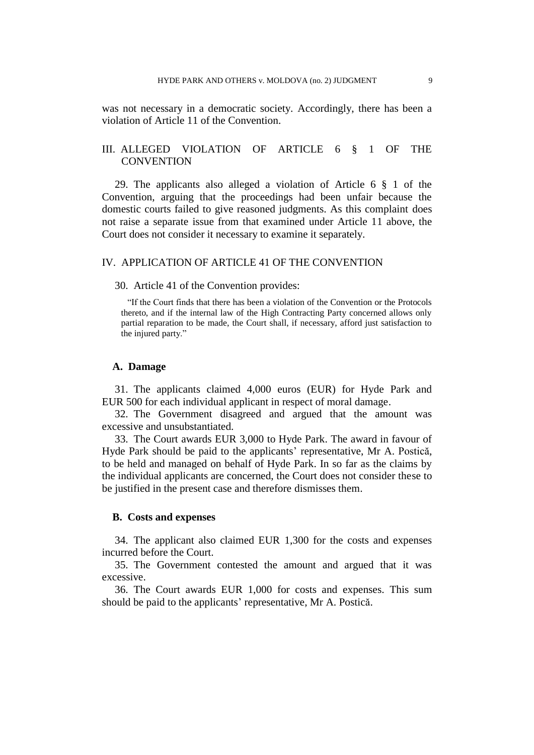was not necessary in a democratic society. Accordingly, there has been a violation of Article 11 of the Convention.

## III. ALLEGED VIOLATION OF ARTICLE 6 § 1 OF THE CONVENTION

29. The applicants also alleged a violation of Article 6 § 1 of the Convention, arguing that the proceedings had been unfair because the domestic courts failed to give reasoned judgments. As this complaint does not raise a separate issue from that examined under Article 11 above, the Court does not consider it necessary to examine it separately.

## IV. APPLICATION OF ARTICLE 41 OF THE CONVENTION

30. Article 41 of the Convention provides:

> "If the Court finds that there has been a violation of the Convention or the Protocols thereto, and if the internal law of the High Contracting Party concerned allows only partial reparation to be made, the Court shall, if necessary, afford just satisfaction to the injured party."

### A. Damage

31. The applicants claimed 4,000 euros (EUR) for Hyde Park and EUR 500 for each individual applicant in respect of moral damage.

32. The Government disagreed and argued that the amount was excessive and unsubstantiated.

33. The Court awards EUR 3,000 to Hyde Park. The award in favour of Hyde Park should be paid to the applicants' representative, Mr A. Postică, to be held and managed on behalf of Hyde Park. In so far as the claims by the individual applicants are concerned, the Court does not consider these to be justified in the present case and therefore dismisses them.

### B. Costs and expenses

34. The applicant also claimed EUR 1,300 for the costs and expenses incurred before the Court.

35. The Government contested the amount and argued that it was excessive.

36. The Court awards EUR 1,000 for costs and expenses. This sum should be paid to the applicants' representative, Mr A. Postică.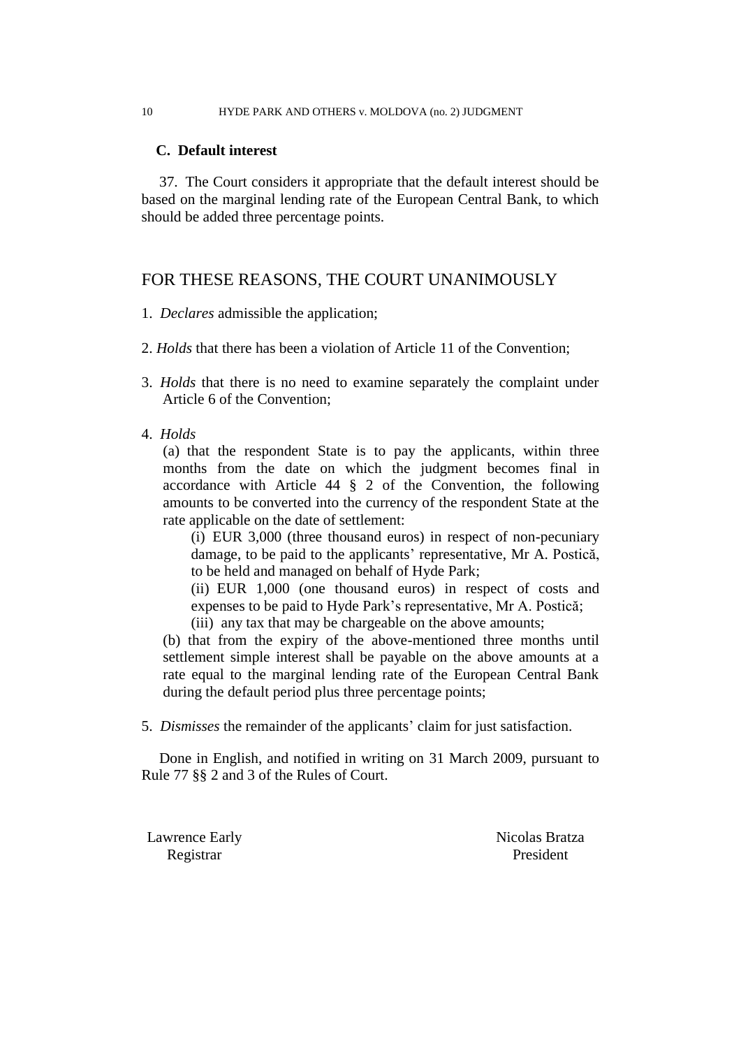### C. Default interest

37. The Court considers it appropriate that the default interest should be based on the marginal lending rate of the European Central Bank, to which should be added three percentage points.

## FOR THESE REASONS, THE COURT UNANIMOUSLY

1. *Declares* admissible the application;

2. *Holds* that there has been a violation of Article 11 of the Convention;

3. *Holds* that there is no need to examine separately the complaint under Article 6 of the Convention;

4. *Holds*

   (a) that the respondent State is to pay the applicants, within three months from the date on which the judgment becomes final in accordance with Article 44 § 2 of the Convention, the following amounts to be converted into the currency of the respondent State at the rate applicable on the date of settlement:

   (i) EUR 3,000 (three thousand euros) in respect of non-pecuniary damage, to be paid to the applicants' representative, Mr A. Postică, to be held and managed on behalf of Hyde Park;

   (ii) EUR 1,000 (one thousand euros) in respect of costs and expenses to be paid to Hyde Park's representative, Mr A. Postică;

   (iii) any tax that may be chargeable on the above amounts;

   (b) that from the expiry of the above-mentioned three months until settlement simple interest shall be payable on the above amounts at a rate equal to the marginal lending rate of the European Central Bank during the default period plus three percentage points;

5. *Dismisses* the remainder of the applicants' claim for just satisfaction.

Done in English, and notified in writing on 31 March 2009, pursuant to Rule 77 §§ 2 and 3 of the Rules of Court.

Lawrence Early
Registrar

Nicolas Bratza
President